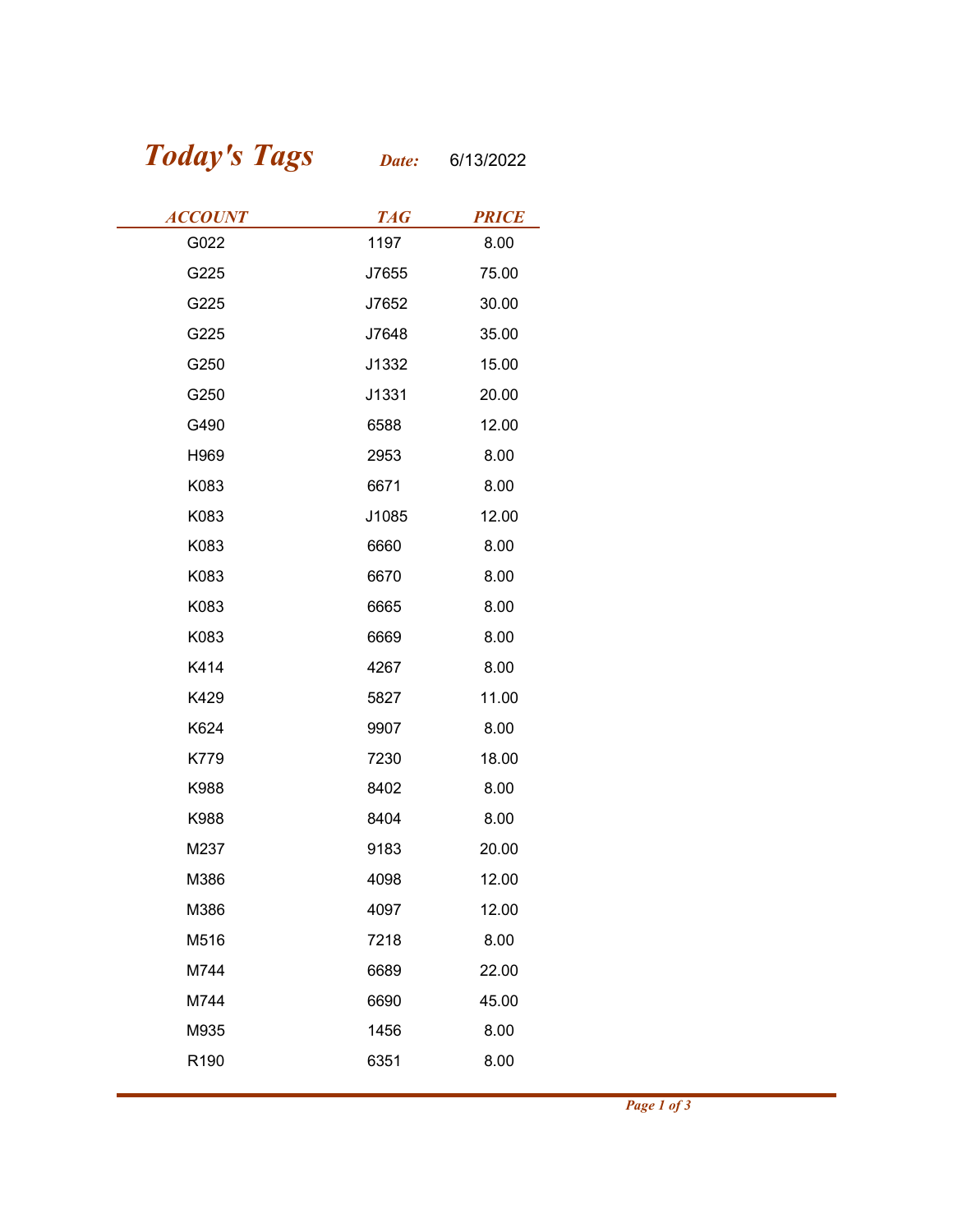# *Today's Tags*

***Date:*** 6/13/2022

| ACCOUNT | TAG | PRICE |
|---|---|---|
| G022 | 1197 | 8.00 |
| G225 | J7655 | 75.00 |
| G225 | J7652 | 30.00 |
| G225 | J7648 | 35.00 |
| G250 | J1332 | 15.00 |
| G250 | J1331 | 20.00 |
| G490 | 6588 | 12.00 |
| H969 | 2953 | 8.00 |
| K083 | 6671 | 8.00 |
| K083 | J1085 | 12.00 |
| K083 | 6660 | 8.00 |
| K083 | 6670 | 8.00 |
| K083 | 6665 | 8.00 |
| K083 | 6669 | 8.00 |
| K414 | 4267 | 8.00 |
| K429 | 5827 | 11.00 |
| K624 | 9907 | 8.00 |
| K779 | 7230 | 18.00 |
| K988 | 8402 | 8.00 |
| K988 | 8404 | 8.00 |
| M237 | 9183 | 20.00 |
| M386 | 4098 | 12.00 |
| M386 | 4097 | 12.00 |
| M516 | 7218 | 8.00 |
| M744 | 6689 | 22.00 |
| M744 | 6690 | 45.00 |
| M935 | 1456 | 8.00 |
| R190 | 6351 | 8.00 |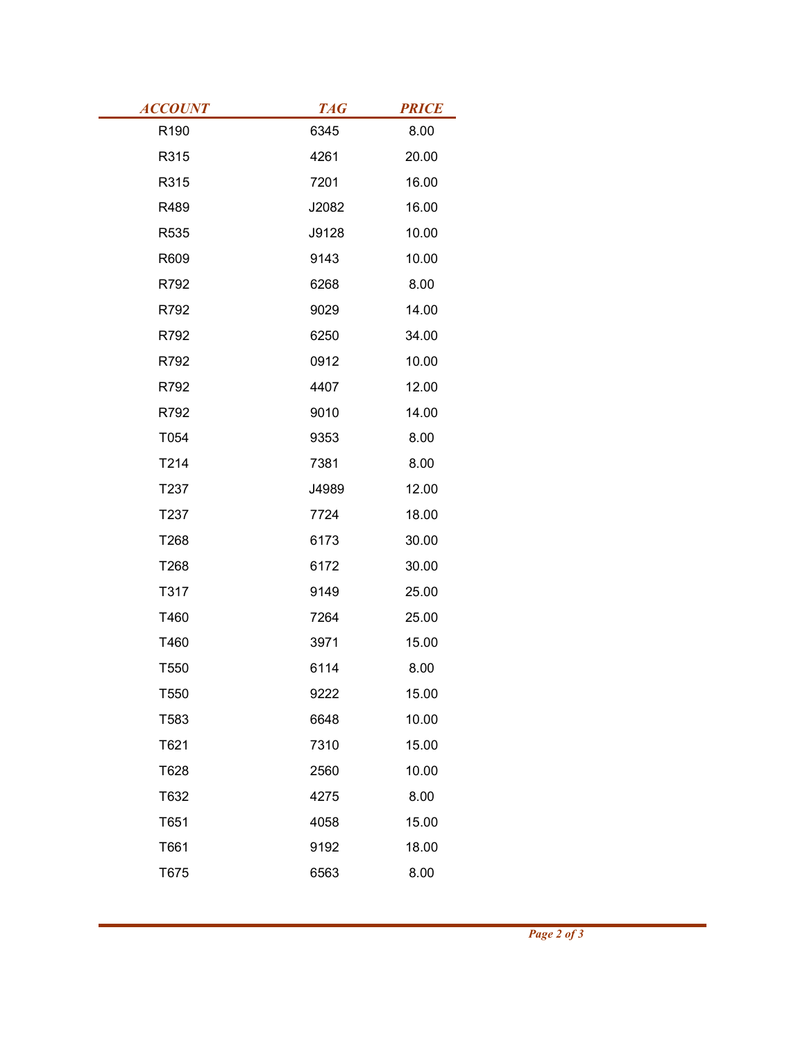| ACCOUNT | TAG | PRICE |
|---|---|---|
| R190 | 6345 | 8.00 |
| R315 | 4261 | 20.00 |
| R315 | 7201 | 16.00 |
| R489 | J2082 | 16.00 |
| R535 | J9128 | 10.00 |
| R609 | 9143 | 10.00 |
| R792 | 6268 | 8.00 |
| R792 | 9029 | 14.00 |
| R792 | 6250 | 34.00 |
| R792 | 0912 | 10.00 |
| R792 | 4407 | 12.00 |
| R792 | 9010 | 14.00 |
| T054 | 9353 | 8.00 |
| T214 | 7381 | 8.00 |
| T237 | J4989 | 12.00 |
| T237 | 7724 | 18.00 |
| T268 | 6173 | 30.00 |
| T268 | 6172 | 30.00 |
| T317 | 9149 | 25.00 |
| T460 | 7264 | 25.00 |
| T460 | 3971 | 15.00 |
| T550 | 6114 | 8.00 |
| T550 | 9222 | 15.00 |
| T583 | 6648 | 10.00 |
| T621 | 7310 | 15.00 |
| T628 | 2560 | 10.00 |
| T632 | 4275 | 8.00 |
| T651 | 4058 | 15.00 |
| T661 | 9192 | 18.00 |
| T675 | 6563 | 8.00 |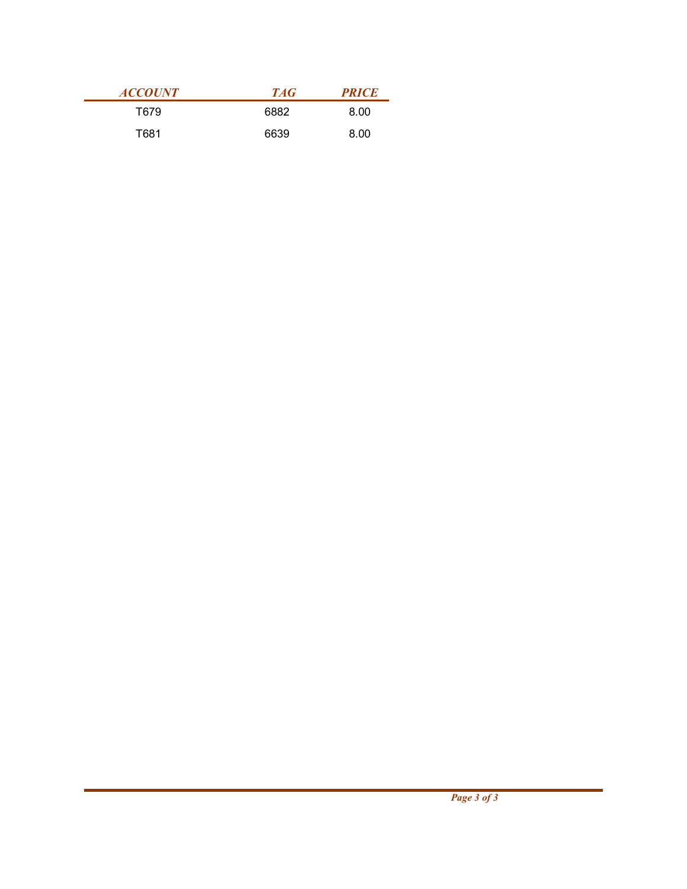| ACCOUNT | TAG | PRICE |
| --- | --- | --- |
| T679 | 6882 | 8.00 |
| T681 | 6639 | 8.00 |